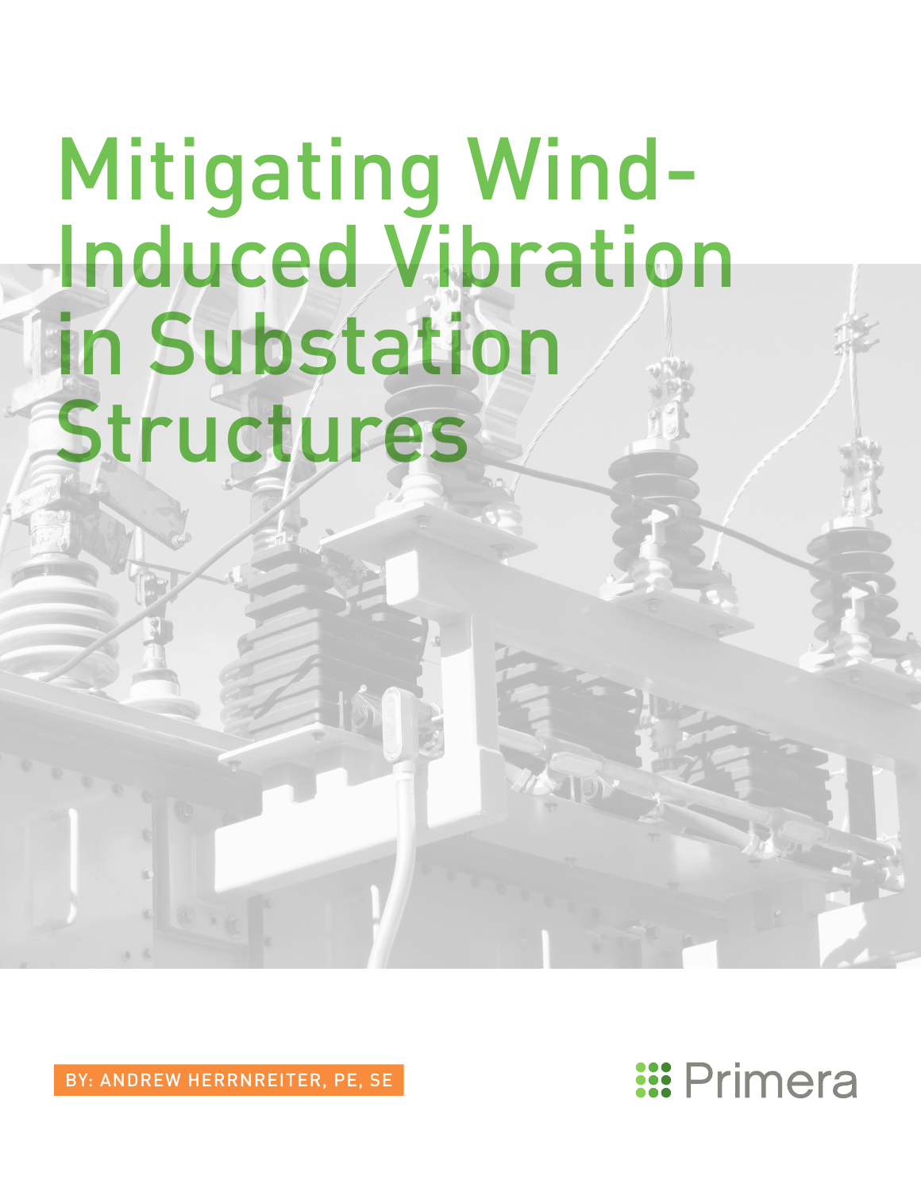# Mitigating Wind-Induced Vibration in Substation Structures

BY: ANDREW HERRNREITER, PE, SE

Primera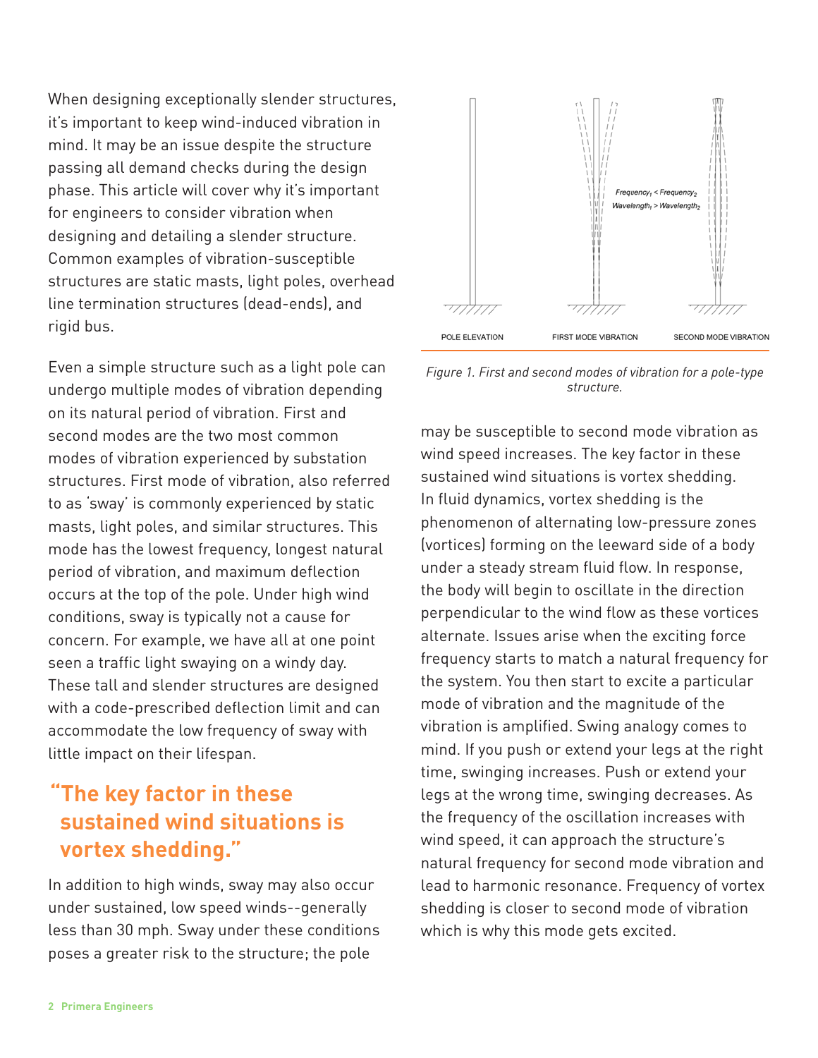When designing exceptionally slender structures, it's important to keep wind-induced vibration in mind. It may be an issue despite the structure passing all demand checks during the design phase. This article will cover why it's important for engineers to consider vibration when designing and detailing a slender structure. Common examples of vibration-susceptible structures are static masts, light poles, overhead line termination structures (dead-ends), and rigid bus.

Even a simple structure such as a light pole can undergo multiple modes of vibration depending on its natural period of vibration. First and second modes are the two most common modes of vibration experienced by substation structures. First mode of vibration, also referred to as 'sway' is commonly experienced by static masts, light poles, and similar structures. This mode has the lowest frequency, longest natural period of vibration, and maximum deflection occurs at the top of the pole. Under high wind conditions, sway is typically not a cause for concern. For example, we have all at one point seen a traffic light swaying on a windy day. These tall and slender structures are designed with a code-prescribed deflection limit and can accommodate the low frequency of sway with little impact on their lifespan.

> **"The key factor in these sustained wind situations is vortex shedding."**

In addition to high winds, sway may also occur under sustained, low speed winds--generally less than 30 mph. Sway under these conditions poses a greater risk to the structure; the pole may be susceptible to second mode vibration as wind speed increases. The key factor in these sustained wind situations is vortex shedding. In fluid dynamics, vortex shedding is the phenomenon of alternating low-pressure zones (vortices) forming on the leeward side of a body under a steady stream fluid flow. In response, the body will begin to oscillate in the direction perpendicular to the wind flow as these vortices alternate. Issues arise when the exciting force frequency starts to match a natural frequency for the system. You then start to excite a particular mode of vibration and the magnitude of the vibration is amplified. Swing analogy comes to mind. If you push or extend your legs at the right time, swinging increases. Push or extend your legs at the wrong time, swinging decreases. As the frequency of the oscillation increases with wind speed, it can approach the structure's natural frequency for second mode vibration and lead to harmonic resonance. Frequency of vortex shedding is closer to second mode of vibration which is why this mode gets excited.

POLE ELEVATION | FIRST MODE VIBRATION | SECOND MODE VIBRATION

$Frequency_1 < Frequency_2$
$Wavelength_1 > Wavelength_2$

*Figure 1. First and second modes of vibration for a pole-type structure.*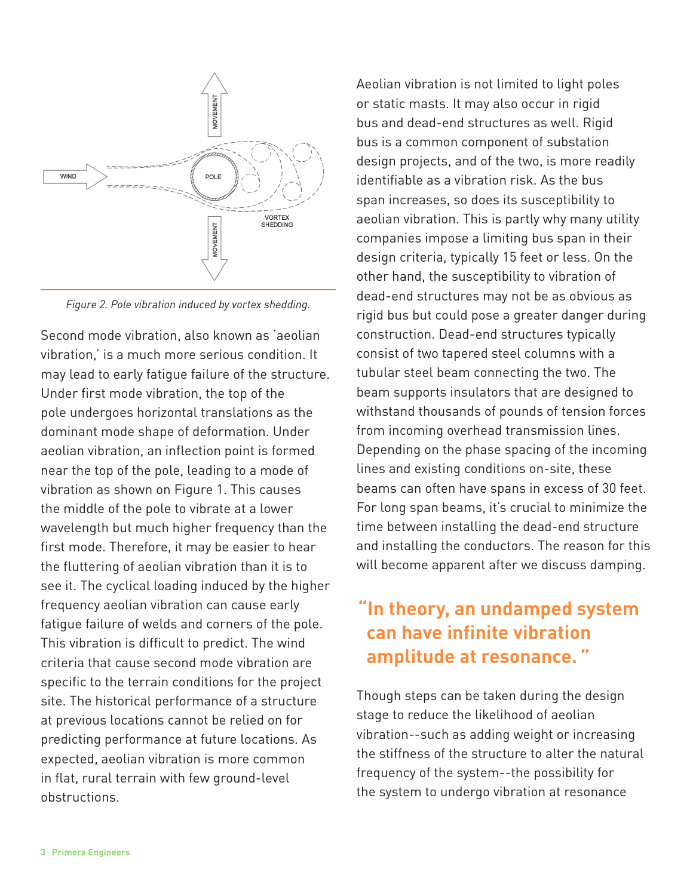Figure 2. Pole vibration induced by vortex shedding.

Second mode vibration, also known as 'aeolian vibration,' is a much more serious condition. It may lead to early fatigue failure of the structure. Under first mode vibration, the top of the pole undergoes horizontal translations as the dominant mode shape of deformation. Under aeolian vibration, an inflection point is formed near the top of the pole, leading to a mode of vibration as shown on Figure 1. This causes the middle of the pole to vibrate at a lower wavelength but much higher frequency than the first mode. Therefore, it may be easier to hear the fluttering of aeolian vibration than it is to see it. The cyclical loading induced by the higher frequency aeolian vibration can cause early fatigue failure of welds and corners of the pole. This vibration is difficult to predict. The wind criteria that cause second mode vibration are specific to the terrain conditions for the project site. The historical performance of a structure at previous locations cannot be relied on for predicting performance at future locations. As expected, aeolian vibration is more common in flat, rural terrain with few ground-level obstructions.

Aeolian vibration is not limited to light poles or static masts. It may also occur in rigid bus and dead-end structures as well. Rigid bus is a common component of substation design projects, and of the two, is more readily identifiable as a vibration risk. As the bus span increases, so does its susceptibility to aeolian vibration. This is partly why many utility companies impose a limiting bus span in their design criteria, typically 15 feet or less. On the other hand, the susceptibility to vibration of dead-end structures may not be as obvious as rigid bus but could pose a greater danger during construction. Dead-end structures typically consist of two tapered steel columns with a tubular steel beam connecting the two. The beam supports insulators that are designed to withstand thousands of pounds of tension forces from incoming overhead transmission lines. Depending on the phase spacing of the incoming lines and existing conditions on-site, these beams can often have spans in excess of 30 feet. For long span beams, it's crucial to minimize the time between installing the dead-end structure and installing the conductors. The reason for this will become apparent after we discuss damping.

> **"In theory, an undamped system can have infinite vibration amplitude at resonance."**

Though steps can be taken during the design stage to reduce the likelihood of aeolian vibration--such as adding weight or increasing the stiffness of the structure to alter the natural frequency of the system--the possibility for the system to undergo vibration at resonance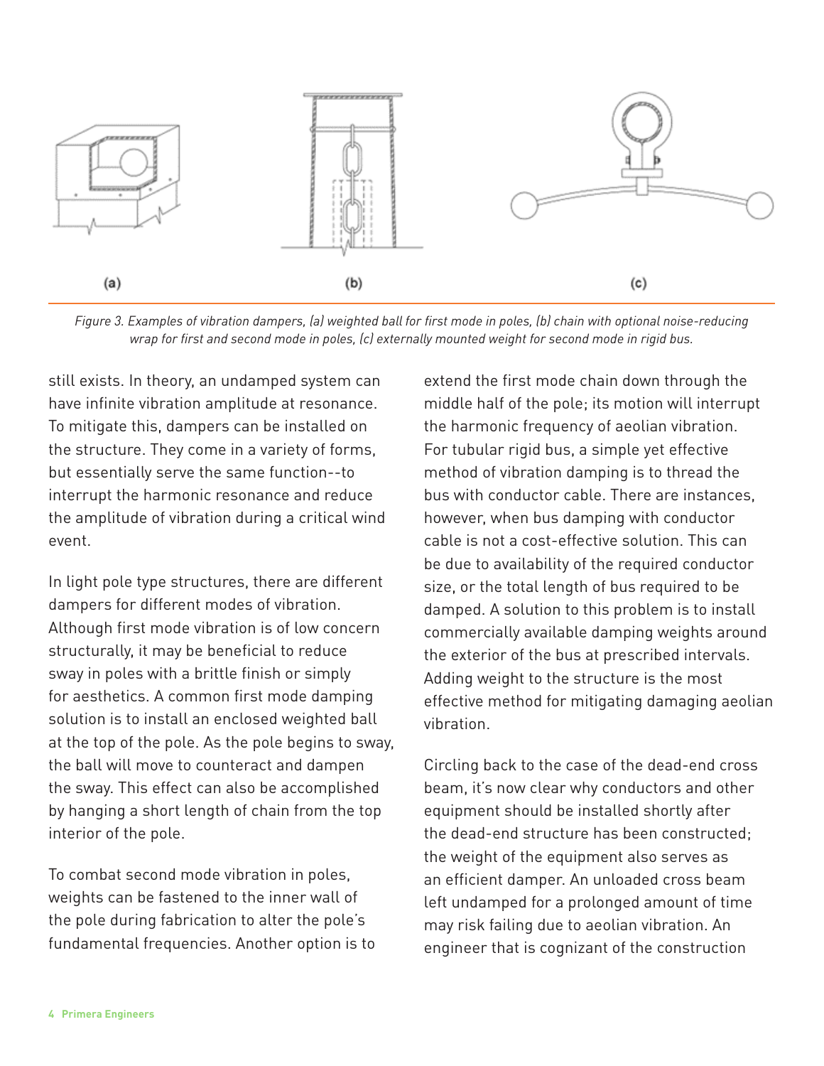*Figure 3. Examples of vibration dampers, (a) weighted ball for first mode in poles, (b) chain with optional noise-reducing wrap for first and second mode in poles, (c) externally mounted weight for second mode in rigid bus.*

still exists. In theory, an undamped system can have infinite vibration amplitude at resonance. To mitigate this, dampers can be installed on the structure. They come in a variety of forms, but essentially serve the same function--to interrupt the harmonic resonance and reduce the amplitude of vibration during a critical wind event.

In light pole type structures, there are different dampers for different modes of vibration. Although first mode vibration is of low concern structurally, it may be beneficial to reduce sway in poles with a brittle finish or simply for aesthetics. A common first mode damping solution is to install an enclosed weighted ball at the top of the pole. As the pole begins to sway, the ball will move to counteract and dampen the sway. This effect can also be accomplished by hanging a short length of chain from the top interior of the pole.

To combat second mode vibration in poles, weights can be fastened to the inner wall of the pole during fabrication to alter the pole's fundamental frequencies. Another option is to extend the first mode chain down through the middle half of the pole; its motion will interrupt the harmonic frequency of aeolian vibration. For tubular rigid bus, a simple yet effective method of vibration damping is to thread the bus with conductor cable. There are instances, however, when bus damping with conductor cable is not a cost-effective solution. This can be due to availability of the required conductor size, or the total length of bus required to be damped. A solution to this problem is to install commercially available damping weights around the exterior of the bus at prescribed intervals. Adding weight to the structure is the most effective method for mitigating damaging aeolian vibration.

Circling back to the case of the dead-end cross beam, it's now clear why conductors and other equipment should be installed shortly after the dead-end structure has been constructed; the weight of the equipment also serves as an efficient damper. An unloaded cross beam left undamped for a prolonged amount of time may risk failing due to aeolian vibration. An engineer that is cognizant of the construction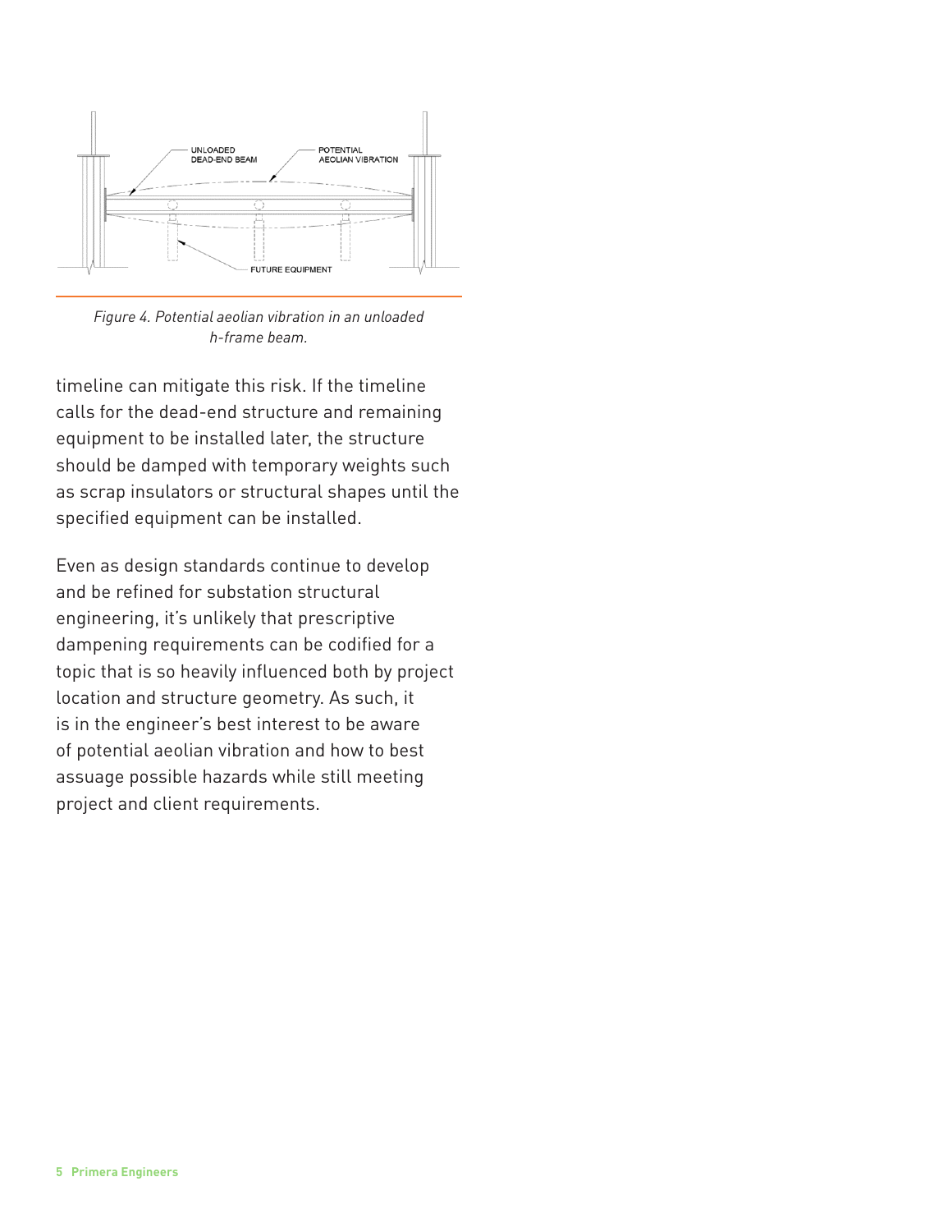Figure 4. Potential aeolian vibration in an unloaded h-frame beam.

timeline can mitigate this risk. If the timeline calls for the dead-end structure and remaining equipment to be installed later, the structure should be damped with temporary weights such as scrap insulators or structural shapes until the specified equipment can be installed.

Even as design standards continue to develop and be refined for substation structural engineering, it's unlikely that prescriptive dampening requirements can be codified for a topic that is so heavily influenced both by project location and structure geometry. As such, it is in the engineer's best interest to be aware of potential aeolian vibration and how to best assuage possible hazards while still meeting project and client requirements.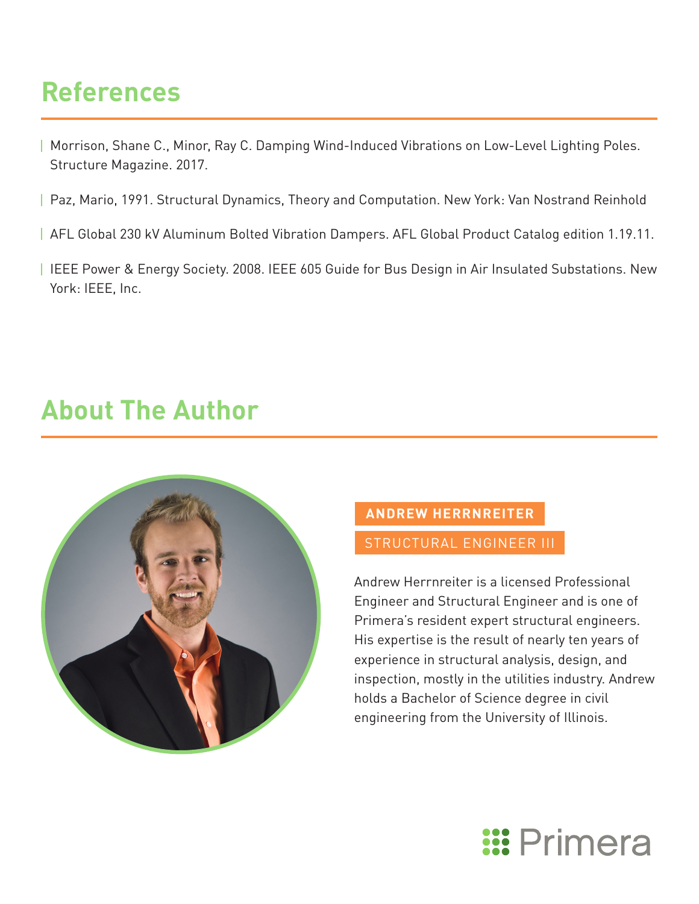## References

- Morrison, Shane C., Minor, Ray C. Damping Wind-Induced Vibrations on Low-Level Lighting Poles. Structure Magazine. 2017.
- Paz, Mario, 1991. Structural Dynamics, Theory and Computation. New York: Van Nostrand Reinhold
- AFL Global 230 kV Aluminum Bolted Vibration Dampers. AFL Global Product Catalog edition 1.19.11.
- IEEE Power & Energy Society. 2008. IEEE 605 Guide for Bus Design in Air Insulated Substations. New York: IEEE, Inc.

## About The Author

**ANDREW HERRNREITER**

STRUCTURAL ENGINEER III

Andrew Herrnreiter is a licensed Professional Engineer and Structural Engineer and is one of Primera's resident expert structural engineers. His expertise is the result of nearly ten years of experience in structural analysis, design, and inspection, mostly in the utilities industry. Andrew holds a Bachelor of Science degree in civil engineering from the University of Illinois.

Primera